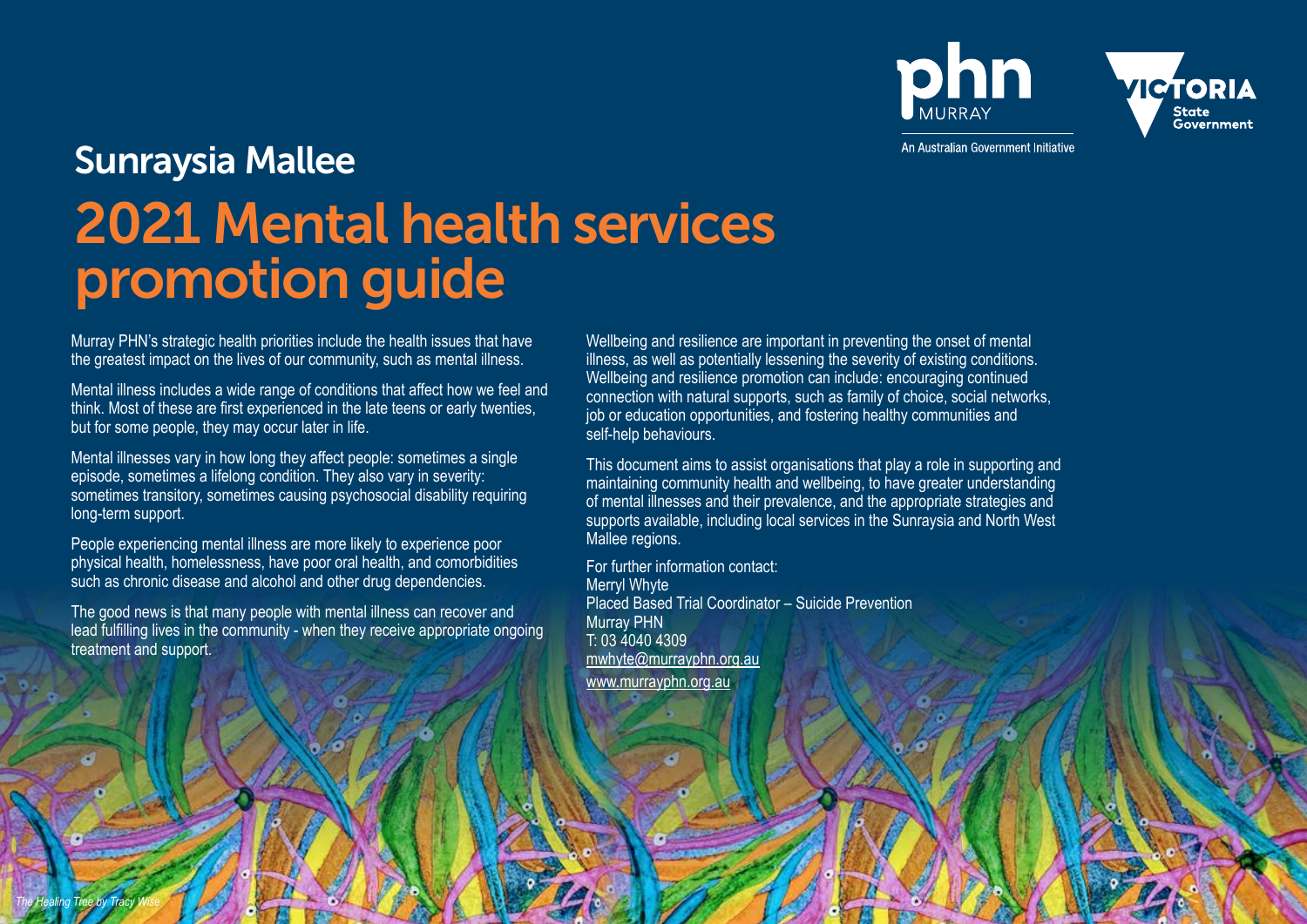phn MURRAY

An Australian Government Initiative

VICTORIA State Government

## Sunraysia Mallee

# 2021 Mental health services promotion guide

Murray PHN's strategic health priorities include the health issues that have the greatest impact on the lives of our community, such as mental illness.

Mental illness includes a wide range of conditions that affect how we feel and think. Most of these are first experienced in the late teens or early twenties, but for some people, they may occur later in life.

Mental illnesses vary in how long they affect people: sometimes a single episode, sometimes a lifelong condition. They also vary in severity: sometimes transitory, sometimes causing psychosocial disability requiring long-term support.

People experiencing mental illness are more likely to experience poor physical health, homelessness, have poor oral health, and comorbidities such as chronic disease and alcohol and other drug dependencies.

The good news is that many people with mental illness can recover and lead fulfilling lives in the community - when they receive appropriate ongoing treatment and support.

Wellbeing and resilience are important in preventing the onset of mental illness, as well as potentially lessening the severity of existing conditions. Wellbeing and resilience promotion can include: encouraging continued connection with natural supports, such as family of choice, social networks, job or education opportunities, and fostering healthy communities and self-help behaviours.

This document aims to assist organisations that play a role in supporting and maintaining community health and wellbeing, to have greater understanding of mental illnesses and their prevalence, and the appropriate strategies and supports available, including local services in the Sunraysia and North West Mallee regions.

For further information contact:
Merryl Whyte
Placed Based Trial Coordinator – Suicide Prevention
Murray PHN
T: 03 4040 4309
mwhyte@murrayphn.org.au
www.murrayphn.org.au

*The Healing Tree by Tracy Wise*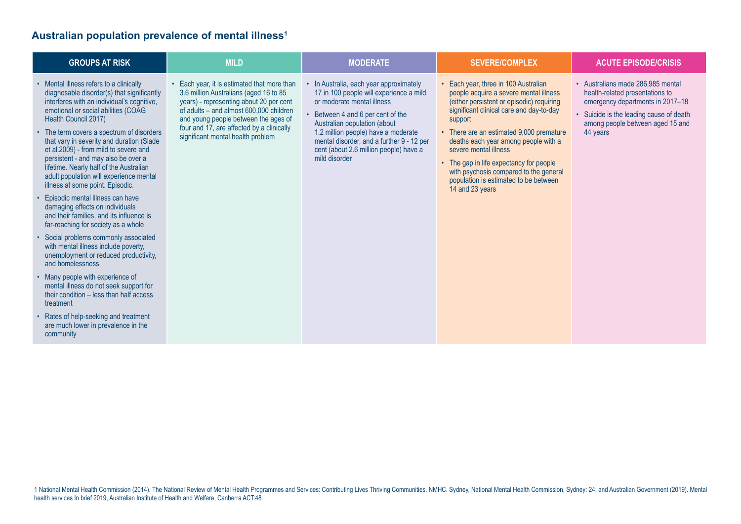## Australian population prevalence of mental illness[1]

| GROUPS AT RISK | MILD | MODERATE | SEVERE/COMPLEX | ACUTE EPISODE/CRISIS |
|---|---|---|---|---|
| • Mental illness refers to a clinically diagnosable disorder(s) that significantly interferes with an individual's cognitive, emotional or social abilities (COAG Health Council 2017)<br>• The term covers a spectrum of disorders that vary in severity and duration (Slade et al.2009) - from mild to severe and persistent - and may also be over a lifetime. Nearly half of the Australian adult population will experience mental illness at some point. Episodic.<br>• Episodic mental illness can have damaging effects on individuals and their families, and its influence is far-reaching for society as a whole<br>• Social problems commonly associated with mental illness include poverty, unemployment or reduced productivity, and homelessness<br>• Many people with experience of mental illness do not seek support for their condition – less than half access treatment<br>• Rates of help-seeking and treatment are much lower in prevalence in the community | • Each year, it is estimated that more than 3.6 million Australians (aged 16 to 85 years) - representing about 20 per cent of adults – and almost 600,000 children and young people between the ages of four and 17, are affected by a clinically significant mental health problem | • In Australia, each year approximately 17 in 100 people will experience a mild or moderate mental illness<br>• Between 4 and 6 per cent of the Australian population (about 1.2 million people) have a moderate mental disorder, and a further 9 - 12 per cent (about 2.6 million people) have a mild disorder | • Each year, three in 100 Australian people acquire a severe mental illness (either persistent or episodic) requiring significant clinical care and day-to-day support<br>• There are an estimated 9,000 premature deaths each year among people with a severe mental illness<br>• The gap in life expectancy for people with psychosis compared to the general population is estimated to be between 14 and 23 years | • Australians made 286,985 mental health-related presentations to emergency departments in 2017–18<br>• Suicide is the leading cause of death among people between aged 15 and 44 years |

1 National Mental Health Commission (2014). The National Review of Mental Health Programmes and Services: Contributing Lives Thriving Communities. NMHC. Sydney, National Mental Health Commission, Sydney: 24; and Australian Government (2019). Mental health services In brief 2019, Australian Institute of Health and Welfare, Canberra ACT:48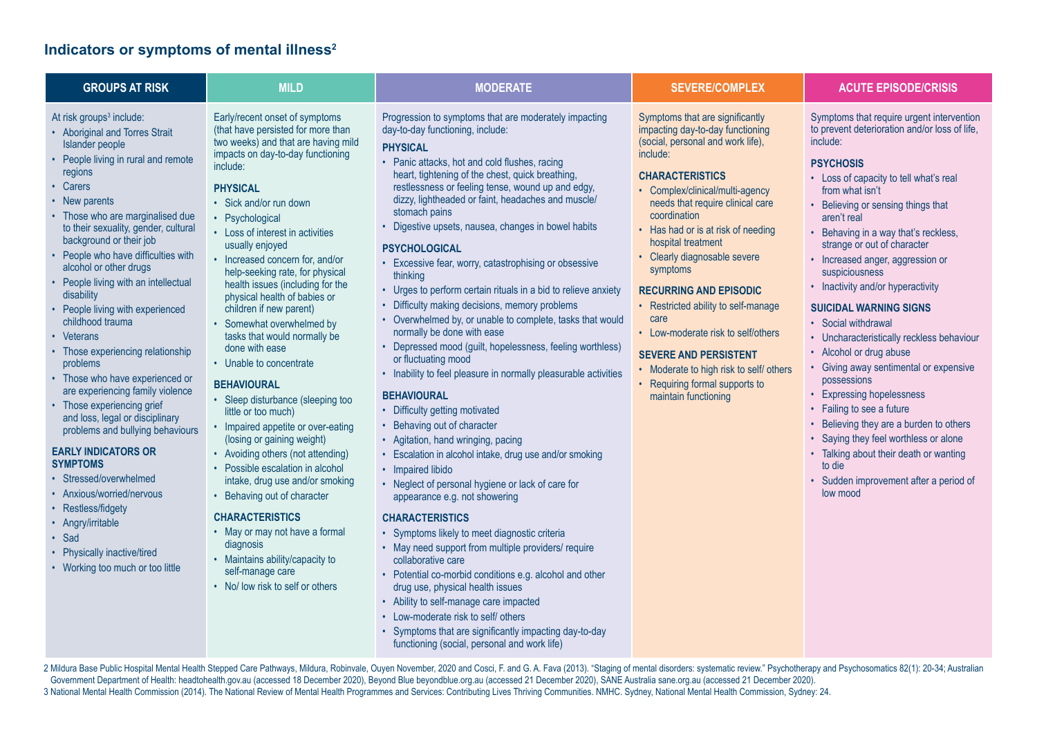## Indicators or symptoms of mental illness[2]

| GROUPS AT RISK | MILD | MODERATE | SEVERE/COMPLEX | ACUTE EPISODE/CRISIS |
|---|---|---|---|---|
| At risk groups[3] include:<br>• Aboriginal and Torres Strait Islander people<br>• People living in rural and remote regions<br>• Carers<br>• New parents<br>• Those who are marginalised due to their sexuality, gender, cultural background or their job<br>• People who have difficulties with alcohol or other drugs<br>• People living with an intellectual disability<br>• People living with experienced childhood trauma<br>• Veterans<br>• Those experiencing relationship problems<br>• Those who have experienced or are experiencing family violence<br>• Those experiencing grief and loss, legal or disciplinary problems and bullying behaviours<br><br>**EARLY INDICATORS OR SYMPTOMS**<br>• Stressed/overwhelmed<br>• Anxious/worried/nervous<br>• Restless/fidgety<br>• Angry/irritable<br>• Sad<br>• Physically inactive/tired<br>• Working too much or too little | Early/recent onset of symptoms (that have persisted for more than two weeks) and that are having mild impacts on day-to-day functioning include:<br><br>**PHYSICAL**<br>• Sick and/or run down<br>• Psychological<br>• Loss of interest in activities usually enjoyed<br>• Increased concern for, and/or help-seeking rate, for physical health issues (including for the physical health of babies or children if new parent)<br>• Somewhat overwhelmed by tasks that would normally be done with ease<br>• Unable to concentrate<br><br>**BEHAVIOURAL**<br>• Sleep disturbance (sleeping too little or too much)<br>• Impaired appetite or over-eating (losing or gaining weight)<br>• Avoiding others (not attending)<br>• Possible escalation in alcohol intake, drug use and/or smoking<br>• Behaving out of character<br><br>**CHARACTERISTICS**<br>• May or may not have a formal diagnosis<br>• Maintains ability/capacity to self-manage care<br>• No/ low risk to self or others | Progression to symptoms that are moderately impacting day-to-day functioning, include:<br><br>**PHYSICAL**<br>• Panic attacks, hot and cold flushes, racing heart, tightening of the chest, quick breathing, restlessness or feeling tense, wound up and edgy, dizzy, lightheaded or faint, headaches and muscle/ stomach pains<br>• Digestive upsets, nausea, changes in bowel habits<br><br>**PSYCHOLOGICAL**<br>• Excessive fear, worry, catastrophising or obsessive thinking<br>• Urges to perform certain rituals in a bid to relieve anxiety<br>• Difficulty making decisions, memory problems<br>• Overwhelmed by, or unable to complete, tasks that would normally be done with ease<br>• Depressed mood (guilt, hopelessness, feeling worthless) or fluctuating mood<br>• Inability to feel pleasure in normally pleasurable activities<br><br>**BEHAVIOURAL**<br>• Difficulty getting motivated<br>• Behaving out of character<br>• Agitation, hand wringing, pacing<br>• Escalation in alcohol intake, drug use and/or smoking<br>• Impaired libido<br>• Neglect of personal hygiene or lack of care for appearance e.g. not showering<br><br>**CHARACTERISTICS**<br>• Symptoms likely to meet diagnostic criteria<br>• May need support from multiple providers/ require collaborative care<br>• Potential co-morbid conditions e.g. alcohol and other drug use, physical health issues<br>• Ability to self-manage care impacted<br>• Low-moderate risk to self/ others<br>• Symptoms that are significantly impacting day-to-day functioning (social, personal and work life) | Symptoms that are significantly impacting day-to-day functioning (social, personal and work life), include:<br><br>**CHARACTERISTICS**<br>• Complex/clinical/multi-agency needs that require clinical care coordination<br>• Has had or is at risk of needing hospital treatment<br>• Clearly diagnosable severe symptoms<br><br>**RECURRING AND EPISODIC**<br>• Restricted ability to self-manage care<br>• Low-moderate risk to self/others<br><br>**SEVERE AND PERSISTENT**<br>• Moderate to high risk to self/ others<br>• Requiring formal supports to maintain functioning | Symptoms that require urgent intervention to prevent deterioration and/or loss of life, include:<br><br>**PSYCHOSIS**<br>• Loss of capacity to tell what's real from what isn't<br>• Believing or sensing things that aren't real<br>• Behaving in a way that's reckless, strange or out of character<br>• Increased anger, aggression or suspiciousness<br>• Inactivity and/or hyperactivity<br><br>**SUICIDAL WARNING SIGNS**<br>• Social withdrawal<br>• Uncharacteristically reckless behaviour<br>• Alcohol or drug abuse<br>• Giving away sentimental or expensive possessions<br>• Expressing hopelessness<br>• Failing to see a future<br>• Believing they are a burden to others<br>• Saying they feel worthless or alone<br>• Talking about their death or wanting to die<br>• Sudden improvement after a period of low mood |

2 Mildura Base Public Hospital Mental Health Stepped Care Pathways, Mildura, Robinvale, Ouyen November, 2020 and Cosci, F. and G. A. Fava (2013). "Staging of mental disorders: systematic review." Psychotherapy and Psychosomatics 82(1): 20-34; Australian Government Department of Health: headtohealth.gov.au (accessed 18 December 2020), Beyond Blue beyondblue.org.au (accessed 21 December 2020), SANE Australia sane.org.au (accessed 21 December 2020).

3 National Mental Health Commission (2014). The National Review of Mental Health Programmes and Services: Contributing Lives Thriving Communities. NMHC. Sydney, National Mental Health Commission, Sydney: 24.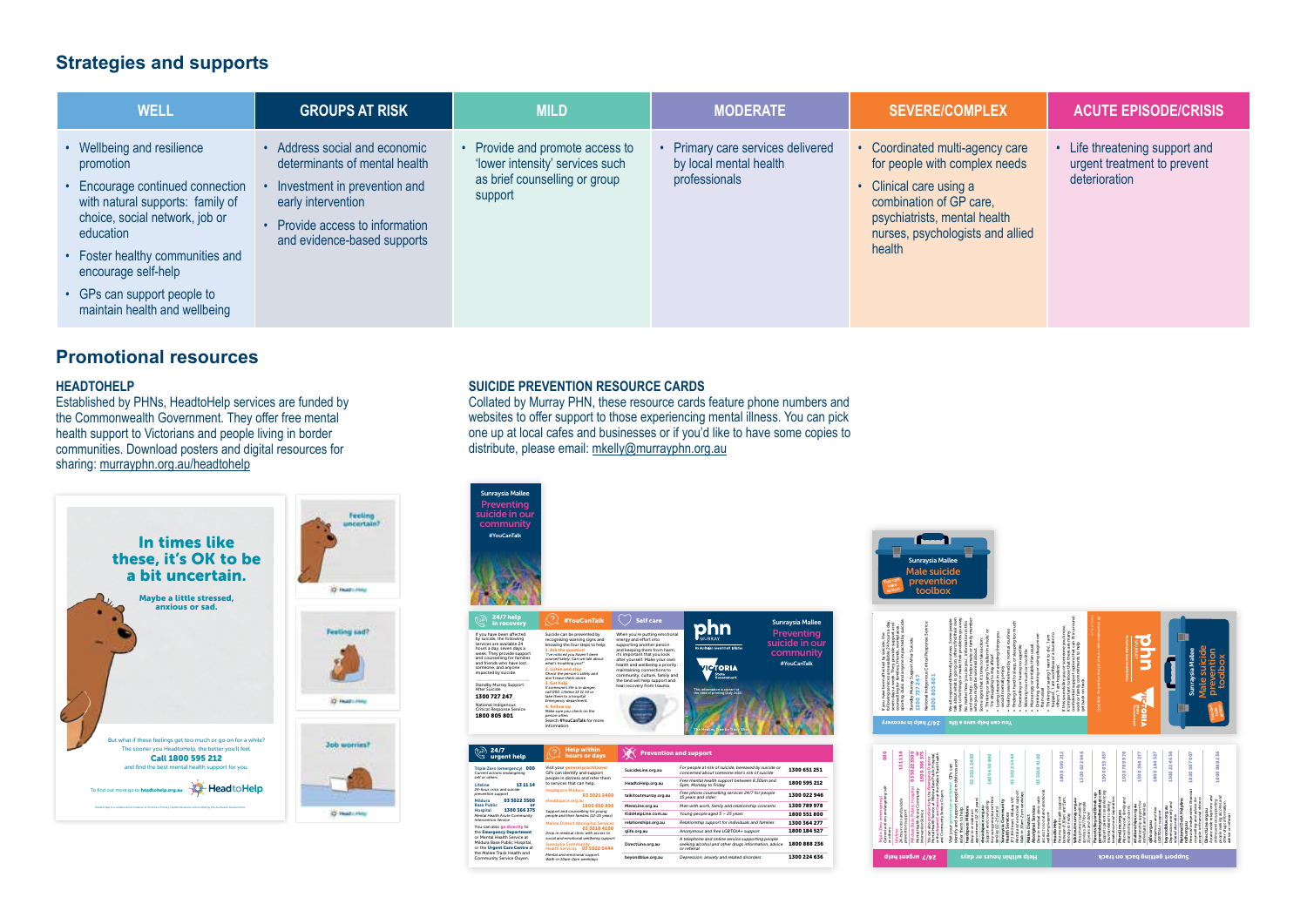## Strategies and supports

| WELL | GROUPS AT RISK | MILD | MODERATE | SEVERE/COMPLEX | ACUTE EPISODE/CRISIS |
|---|---|---|---|---|---|
| • Wellbeing and resilience promotion<br>• Encourage continued connection with natural supports: family of choice, social network, job or education<br>• Foster healthy communities and encourage self-help<br>• GPs can support people to maintain health and wellbeing | • Address social and economic determinants of mental health<br>• Investment in prevention and early intervention<br>• Provide access to information and evidence-based supports | • Provide and promote access to 'lower intensity' services such as brief counselling or group support | • Primary care services delivered by local mental health professionals | • Coordinated multi-agency care for people with complex needs<br>• Clinical care using a combination of GP care, psychiatrists, mental health nurses, psychologists and allied health | • Life threatening support and urgent treatment to prevent deterioration |

## Promotional resources

### HEADTOHELP

Established by PHNs, HeadtoHelp services are funded by the Commonwealth Government. They offer free mental health support to Victorians and people living in border communities. Download posters and digital resources for sharing: murrayphn.org.au/headtohelp

### SUICIDE PREVENTION RESOURCE CARDS

Collated by Murray PHN, these resource cards feature phone numbers and websites to offer support to those experiencing mental illness. You can pick one up at local cafes and businesses or if you'd like to have some copies to distribute, please email: mkelly@murrayphn.org.au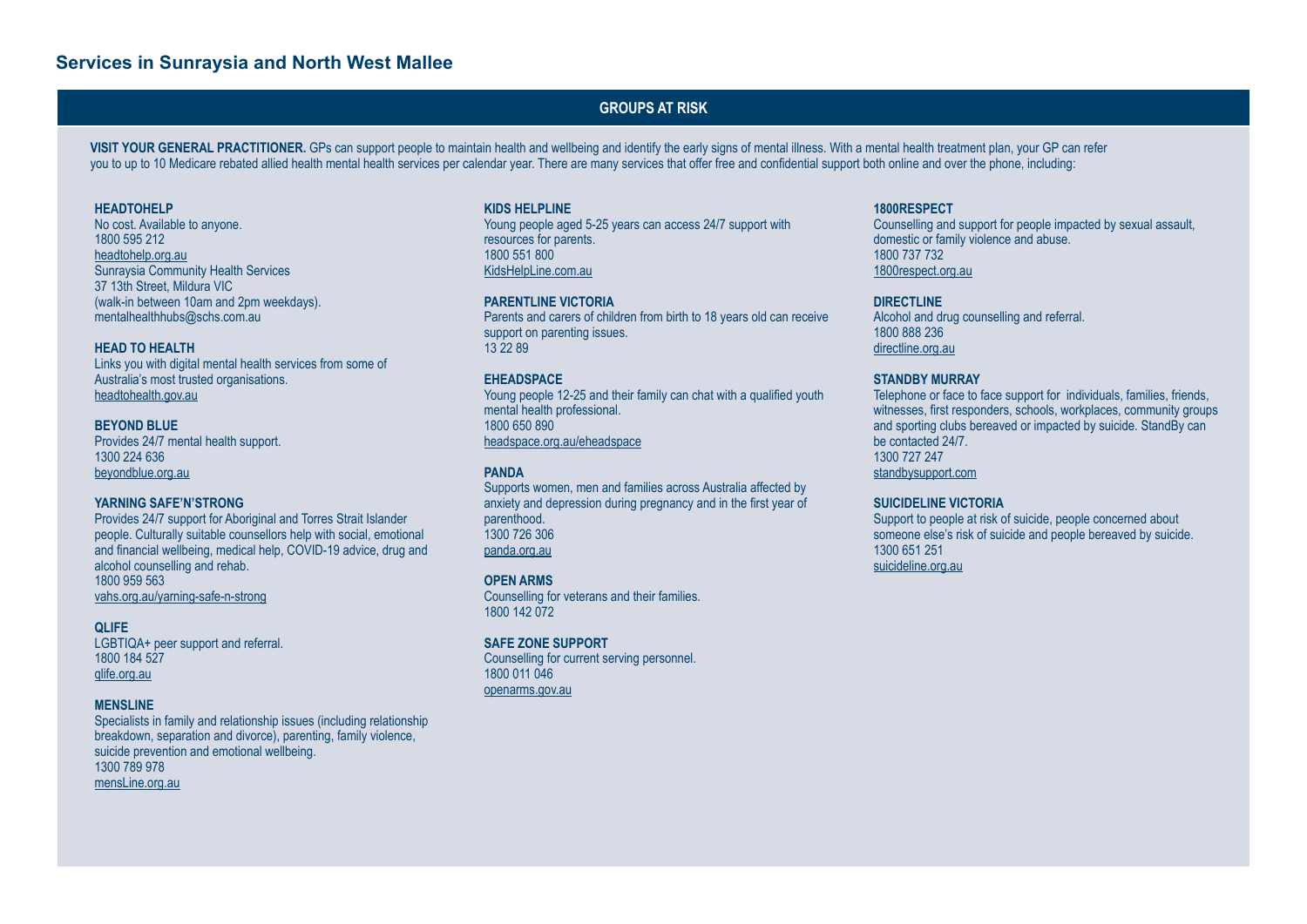## Services in Sunraysia and North West Mallee

### GROUPS AT RISK

**VISIT YOUR GENERAL PRACTITIONER.** GPs can support people to maintain health and wellbeing and identify the early signs of mental illness. With a mental health treatment plan, your GP can refer you to up to 10 Medicare rebated allied health mental health services per calendar year. There are many services that offer free and confidential support both online and over the phone, including:

**HEADTOHELP**
No cost. Available to anyone.
1800 595 212
headtohelp.org.au
Sunraysia Community Health Services
37 13th Street, Mildura VIC
(walk-in between 10am and 2pm weekdays).
mentalhealthhubs@schs.com.au

**HEAD TO HEALTH**
Links you with digital mental health services from some of Australia's most trusted organisations.
headtohealth.gov.au

**BEYOND BLUE**
Provides 24/7 mental health support.
1300 224 636
beyondblue.org.au

**YARNING SAFE'N'STRONG**
Provides 24/7 support for Aboriginal and Torres Strait Islander people. Culturally suitable counsellors help with social, emotional and financial wellbeing, medical help, COVID-19 advice, drug and alcohol counselling and rehab.
1800 959 563
vahs.org.au/yarning-safe-n-strong

**QLIFE**
LGBTIQA+ peer support and referral.
1800 184 527
qlife.org.au

**MENSLINE**
Specialists in family and relationship issues (including relationship breakdown, separation and divorce), parenting, family violence, suicide prevention and emotional wellbeing.
1300 789 978
mensLine.org.au

**KIDS HELPLINE**
Young people aged 5-25 years can access 24/7 support with resources for parents.
1800 551 800
KidsHelpLine.com.au

**PARENTLINE VICTORIA**
Parents and carers of children from birth to 18 years old can receive support on parenting issues.
13 22 89

**EHEADSPACE**
Young people 12-25 and their family can chat with a qualified youth mental health professional.
1800 650 890
headspace.org.au/eheadspace

**PANDA**
Supports women, men and families across Australia affected by anxiety and depression during pregnancy and in the first year of parenthood.
1300 726 306
panda.org.au

**OPEN ARMS**
Counselling for veterans and their families.
1800 142 072

**SAFE ZONE SUPPORT**
Counselling for current serving personnel.
1800 011 046
openarms.gov.au

**1800RESPECT**
Counselling and support for people impacted by sexual assault, domestic or family violence and abuse.
1800 737 732
1800respect.org.au

**DIRECTLINE**
Alcohol and drug counselling and referral.
1800 888 236
directline.org.au

**STANDBY MURRAY**
Telephone or face to face support for individuals, families, friends, witnesses, first responders, schools, workplaces, community groups and sporting clubs bereaved or impacted by suicide. StandBy can be contacted 24/7.
1300 727 247
standbysupport.com

**SUICIDELINE VICTORIA**
Support to people at risk of suicide, people concerned about someone else's risk of suicide and people bereaved by suicide.
1300 651 251
suicideline.org.au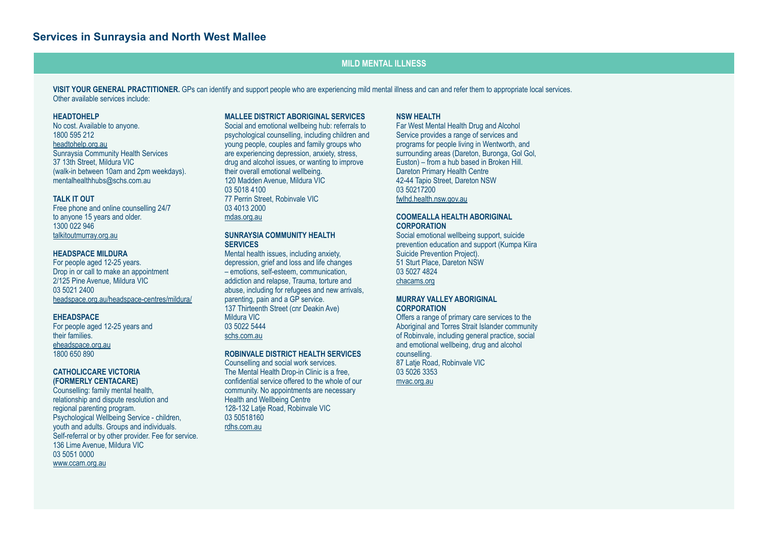## Services in Sunraysia and North West Mallee

### MILD MENTAL ILLNESS

**VISIT YOUR GENERAL PRACTITIONER.** GPs can identify and support people who are experiencing mild mental illness and can and refer them to appropriate local services. Other available services include:

**HEADTOHELP**
No cost. Available to anyone.
1800 595 212
headtohelp.org.au
Sunraysia Community Health Services
37 13th Street, Mildura VIC
(walk-in between 10am and 2pm weekdays).
mentalhealthhubs@schs.com.au

**TALK IT OUT**
Free phone and online counselling 24/7 to anyone 15 years and older.
1300 022 946
talkitoutmurray.org.au

**HEADSPACE MILDURA**
For people aged 12-25 years.
Drop in or call to make an appointment
2/125 Pine Avenue, Mildura VIC
03 5021 2400
headspace.org.au/headspace-centres/mildura/

**EHEADSPACE**
For people aged 12-25 years and their families.
eheadspace.org.au
1800 650 890

**CATHOLICCARE VICTORIA (FORMERLY CENTACARE)**
Counselling: family mental health, relationship and dispute resolution and regional parenting program.
Psychological Wellbeing Service - children, youth and adults. Groups and individuals.
Self-referral or by other provider. Fee for service.
136 Lime Avenue, Mildura VIC
03 5051 0000
www.ccam.org.au

**MALLEE DISTRICT ABORIGINAL SERVICES**
Social and emotional wellbeing hub: referrals to psychological counselling, including children and young people, couples and family groups who are experiencing depression, anxiety, stress, drug and alcohol issues, or wanting to improve their overall emotional wellbeing.
120 Madden Avenue, Mildura VIC
03 5018 4100
77 Perrin Street, Robinvale VIC
03 4013 2000
mdas.org.au

**SUNRAYSIA COMMUNITY HEALTH SERVICES**
Mental health issues, including anxiety, depression, grief and loss and life changes – emotions, self-esteem, communication, addiction and relapse, Trauma, torture and abuse, including for refugees and new arrivals, parenting, pain and a GP service.
137 Thirteenth Street (cnr Deakin Ave)
Mildura VIC
03 5022 5444
schs.com.au

**ROBINVALE DISTRICT HEALTH SERVICES**
Counselling and social work services.
The Mental Health Drop-in Clinic is a free, confidential service offered to the whole of our community. No appointments are necessary
Health and Wellbeing Centre
128-132 Latje Road, Robinvale VIC
03 50518160
rdhs.com.au

**NSW HEALTH**
Far West Mental Health Drug and Alcohol Service provides a range of services and programs for people living in Wentworth, and surrounding areas (Dareton, Buronga, Gol Gol, Euston) – from a hub based in Broken Hill.
Dareton Primary Health Centre
42-44 Tapio Street, Dareton NSW
03 50217200
fwlhd.health.nsw.gov.au

**COOMEALLA HEALTH ABORIGINAL CORPORATION**
Social emotional wellbeing support, suicide prevention education and support (Kumpa Kiira Suicide Prevention Project).
51 Sturt Place, Dareton NSW
03 5027 4824
chacams.org

**MURRAY VALLEY ABORIGINAL CORPORATION**
Offers a range of primary care services to the Aboriginal and Torres Strait Islander community of Robinvale, including general practice, social and emotional wellbeing, drug and alcohol counselling.
87 Latje Road, Robinvale VIC
03 5026 3353
mvac.org.au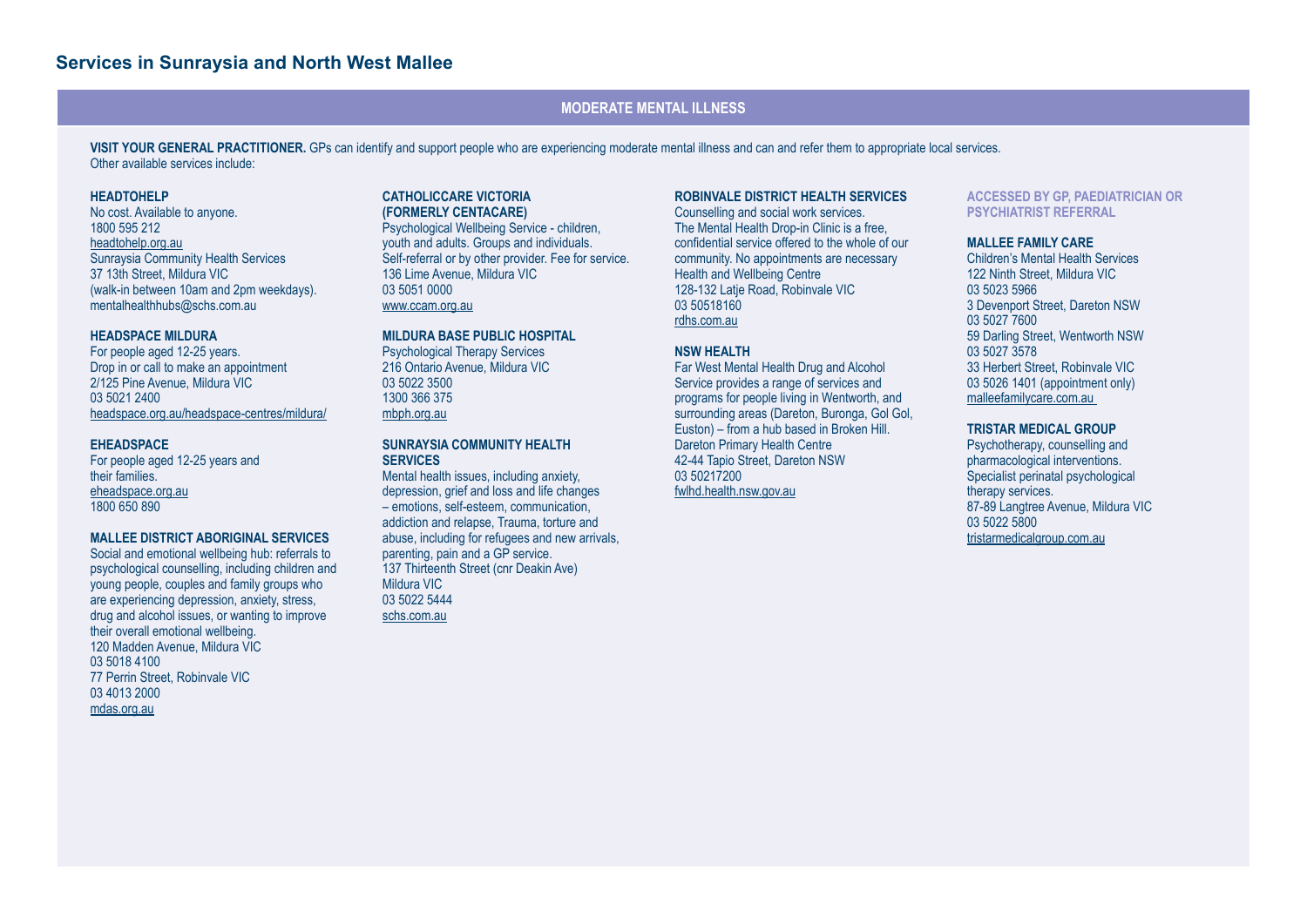## Services in Sunraysia and North West Mallee

### MODERATE MENTAL ILLNESS

**VISIT YOUR GENERAL PRACTITIONER.** GPs can identify and support people who are experiencing moderate mental illness and can and refer them to appropriate local services.
Other available services include:

**HEADTOHELP**
No cost. Available to anyone.
1800 595 212
headtohelp.org.au
Sunraysia Community Health Services
37 13th Street, Mildura VIC
(walk-in between 10am and 2pm weekdays).
mentalhealthhubs@schs.com.au

**HEADSPACE MILDURA**
For people aged 12-25 years.
Drop in or call to make an appointment
2/125 Pine Avenue, Mildura VIC
03 5021 2400
headspace.org.au/headspace-centres/mildura/

**EHEADSPACE**
For people aged 12-25 years and their families.
eheadspace.org.au
1800 650 890

**MALLEE DISTRICT ABORIGINAL SERVICES**
Social and emotional wellbeing hub: referrals to psychological counselling, including children and young people, couples and family groups who are experiencing depression, anxiety, stress, drug and alcohol issues, or wanting to improve their overall emotional wellbeing.
120 Madden Avenue, Mildura VIC
03 5018 4100
77 Perrin Street, Robinvale VIC
03 4013 2000
mdas.org.au

**CATHOLICCARE VICTORIA (FORMERLY CENTACARE)**
Psychological Wellbeing Service - children, youth and adults. Groups and individuals.
Self-referral or by other provider. Fee for service.
136 Lime Avenue, Mildura VIC
03 5051 0000
www.ccam.org.au

**MILDURA BASE PUBLIC HOSPITAL**
Psychological Therapy Services
216 Ontario Avenue, Mildura VIC
03 5022 3500
1300 366 375
mbph.org.au

**SUNRAYSIA COMMUNITY HEALTH SERVICES**
Mental health issues, including anxiety, depression, grief and loss and life changes – emotions, self-esteem, communication, addiction and relapse, Trauma, torture and abuse, including for refugees and new arrivals, parenting, pain and a GP service.
137 Thirteenth Street (cnr Deakin Ave)
Mildura VIC
03 5022 5444
schs.com.au

**ROBINVALE DISTRICT HEALTH SERVICES**
Counselling and social work services.
The Mental Health Drop-in Clinic is a free, confidential service offered to the whole of our community. No appointments are necessary
Health and Wellbeing Centre
128-132 Latje Road, Robinvale VIC
03 50518160
rdhs.com.au

**NSW HEALTH**
Far West Mental Health Drug and Alcohol Service provides a range of services and programs for people living in Wentworth, and surrounding areas (Dareton, Buronga, Gol Gol, Euston) – from a hub based in Broken Hill.
Dareton Primary Health Centre
42-44 Tapio Street, Dareton NSW
03 50217200
fwlhd.health.nsw.gov.au

**ACCESSED BY GP, PAEDIATRICIAN OR PSYCHIATRIST REFERRAL**

**MALLEE FAMILY CARE**
Children's Mental Health Services
122 Ninth Street, Mildura VIC
03 5023 5966
3 Devenport Street, Dareton NSW
03 5027 7600
59 Darling Street, Wentworth NSW
03 5027 3578
33 Herbert Street, Robinvale VIC
03 5026 1401 (appointment only)
malleefamilycare.com.au

**TRISTAR MEDICAL GROUP**
Psychotherapy, counselling and pharmacological interventions.
Specialist perinatal psychological therapy services.
87-89 Langtree Avenue, Mildura VIC
03 5022 5800
tristarmedicalgroup.com.au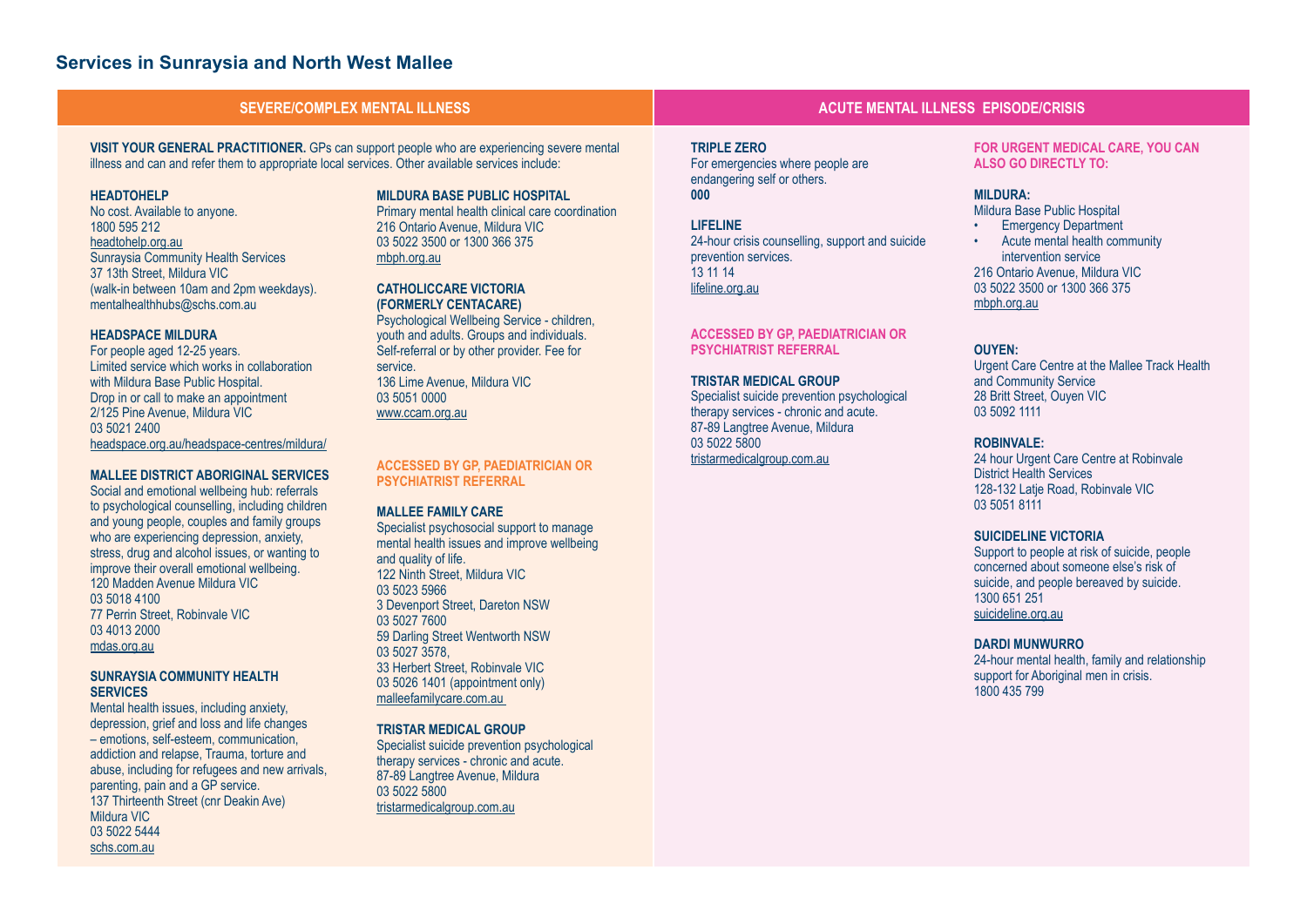## Services in Sunraysia and North West Mallee

### SEVERE/COMPLEX MENTAL ILLNESS

**VISIT YOUR GENERAL PRACTITIONER.** GPs can support people who are experiencing severe mental illness and can and refer them to appropriate local services. Other available services include:

**HEADTOHELP**
No cost. Available to anyone.
1800 595 212
headtohelp.org.au
Sunraysia Community Health Services
37 13th Street, Mildura VIC
(walk-in between 10am and 2pm weekdays).
mentalhealthhubs@schs.com.au

**HEADSPACE MILDURA**
For people aged 12-25 years.
Limited service which works in collaboration with Mildura Base Public Hospital.
Drop in or call to make an appointment
2/125 Pine Avenue, Mildura VIC
03 5021 2400
headspace.org.au/headspace-centres/mildura/

**MALLEE DISTRICT ABORIGINAL SERVICES**
Social and emotional wellbeing hub: referrals to psychological counselling, including children and young people, couples and family groups who are experiencing depression, anxiety, stress, drug and alcohol issues, or wanting to improve their overall emotional wellbeing.
120 Madden Avenue Mildura VIC
03 5018 4100
77 Perrin Street, Robinvale VIC
03 4013 2000
mdas.org.au

**SUNRAYSIA COMMUNITY HEALTH SERVICES**
Mental health issues, including anxiety, depression, grief and loss and life changes – emotions, self-esteem, communication, addiction and relapse, Trauma, torture and abuse, including for refugees and new arrivals, parenting, pain and a GP service.
137 Thirteenth Street (cnr Deakin Ave)
Mildura VIC
03 5022 5444
schs.com.au

**MILDURA BASE PUBLIC HOSPITAL**
Primary mental health clinical care coordination
216 Ontario Avenue, Mildura VIC
03 5022 3500 or 1300 366 375
mbph.org.au

**CATHOLICCARE VICTORIA (FORMERLY CENTACARE)**
Psychological Wellbeing Service - children, youth and adults. Groups and individuals. Self-referral or by other provider. Fee for service.
136 Lime Avenue, Mildura VIC
03 5051 0000
www.ccam.org.au

**ACCESSED BY GP, PAEDIATRICIAN OR PSYCHIATRIST REFERRAL**

**MALLEE FAMILY CARE**
Specialist psychosocial support to manage mental health issues and improve wellbeing and quality of life.
122 Ninth Street, Mildura VIC
03 5023 5966
3 Devenport Street, Dareton NSW
03 5027 7600
59 Darling Street Wentworth NSW
03 5027 3578,
33 Herbert Street, Robinvale VIC
03 5026 1401 (appointment only)
malleefamilycare.com.au

**TRISTAR MEDICAL GROUP**
Specialist suicide prevention psychological therapy services - chronic and acute.
87-89 Langtree Avenue, Mildura
03 5022 5800
tristarmedicalgroup.com.au

### ACUTE MENTAL ILLNESS EPISODE/CRISIS

**TRIPLE ZERO**
For emergencies where people are endangering self or others.
**000**

**LIFELINE**
24-hour crisis counselling, support and suicide prevention services.
13 11 14
lifeline.org.au

**ACCESSED BY GP, PAEDIATRICIAN OR PSYCHIATRIST REFERRAL**

**TRISTAR MEDICAL GROUP**
Specialist suicide prevention psychological therapy services - chronic and acute.
87-89 Langtree Avenue, Mildura
03 5022 5800
tristarmedicalgroup.com.au

**FOR URGENT MEDICAL CARE, YOU CAN ALSO GO DIRECTLY TO:**

**MILDURA:**
Mildura Base Public Hospital
- Emergency Department
- Acute mental health community intervention service

216 Ontario Avenue, Mildura VIC
03 5022 3500 or 1300 366 375
mbph.org.au

**OUYEN:**
Urgent Care Centre at the Mallee Track Health and Community Service
28 Britt Street, Ouyen VIC
03 5092 1111

**ROBINVALE:**
24 hour Urgent Care Centre at Robinvale District Health Services
128-132 Latje Road, Robinvale VIC
03 5051 8111

**SUICIDELINE VICTORIA**
Support to people at risk of suicide, people concerned about someone else's risk of suicide, and people bereaved by suicide.
1300 651 251
suicideline.org.au

**DARDI MUNWURRO**
24-hour mental health, family and relationship support for Aboriginal men in crisis.
1800 435 799